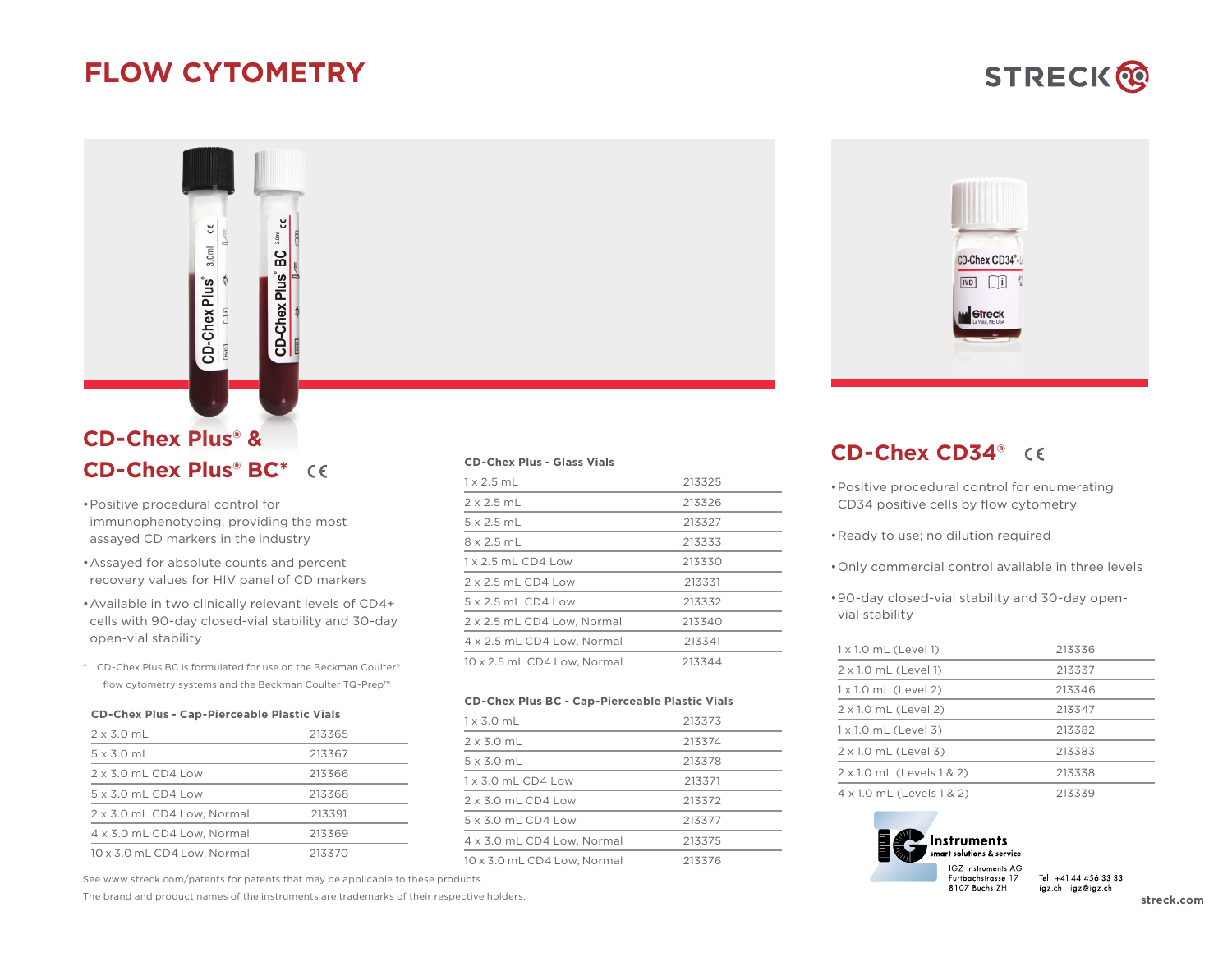# FLOW CYTOMETRY

STRECK

## CD-Chex Plus® & CD-Chex Plus® BC* CE

- Positive procedural control for immunophenotyping, providing the most assayed CD markers in the industry
- Assayed for absolute counts and percent recovery values for HIV panel of CD markers
- Available in two clinically relevant levels of CD4+ cells with 90-day closed-vial stability and 30-day open-vial stability

\* CD-Chex Plus BC is formulated for use on the Beckman Coulter® flow cytometry systems and the Beckman Coulter TQ-Prep™

| CD-Chex Plus - Cap-Pierceable Plastic Vials | |
|---|---|
| 2 x 3.0 mL | 213365 |
| 5 x 3.0 mL | 213367 |
| 2 x 3.0 mL CD4 Low | 213366 |
| 5 x 3.0 mL CD4 Low | 213368 |
| 2 x 3.0 mL CD4 Low, Normal | 213391 |
| 4 x 3.0 mL CD4 Low, Normal | 213369 |
| 10 x 3.0 mL CD4 Low, Normal | 213370 |

| CD-Chex Plus - Glass Vials | |
|---|---|
| 1 x 2.5 mL | 213325 |
| 2 x 2.5 mL | 213326 |
| 5 x 2.5 mL | 213327 |
| 8 x 2.5 mL | 213333 |
| 1 x 2.5 mL CD4 Low | 213330 |
| 2 x 2.5 mL CD4 Low | 213331 |
| 5 x 2.5 mL CD4 Low | 213332 |
| 2 x 2.5 mL CD4 Low, Normal | 213340 |
| 4 x 2.5 mL CD4 Low, Normal | 213341 |
| 10 x 2.5 mL CD4 Low, Normal | 213344 |

| CD-Chex Plus BC - Cap-Pierceable Plastic Vials | |
|---|---|
| 1 x 3.0 mL | 213373 |
| 2 x 3.0 mL | 213374 |
| 5 x 3.0 mL | 213378 |
| 1 x 3.0 mL CD4 Low | 213371 |
| 2 x 3.0 mL CD4 Low | 213372 |
| 5 x 3.0 mL CD4 Low | 213377 |
| 4 x 3.0 mL CD4 Low, Normal | 213375 |
| 10 x 3.0 mL CD4 Low, Normal | 213376 |

See www.streck.com/patents for patents that may be applicable to these products.

The brand and product names of the instruments are trademarks of their respective holders.

## CD-Chex CD34® CE

- Positive procedural control for enumerating CD34 positive cells by flow cytometry
- Ready to use; no dilution required
- Only commercial control available in three levels
- 90-day closed-vial stability and 30-day open-vial stability

| | |
|---|---|
| 1 x 1.0 mL (Level 1) | 213336 |
| 2 x 1.0 mL (Level 1) | 213337 |
| 1 x 1.0 mL (Level 2) | 213346 |
| 2 x 1.0 mL (Level 2) | 213347 |
| 1 x 1.0 mL (Level 3) | 213382 |
| 2 x 1.0 mL (Level 3) | 213383 |
| 2 x 1.0 mL (Levels 1 & 2) | 213338 |
| 4 x 1.0 mL (Levels 1 & 2) | 213339 |

IG Instruments
smart solutions & service

IGZ Instruments AG
Furtbachstrasse 17
8107 Buchs ZH

Tel. +41 44 456 33 33
igz.ch igz@igz.ch

streck.com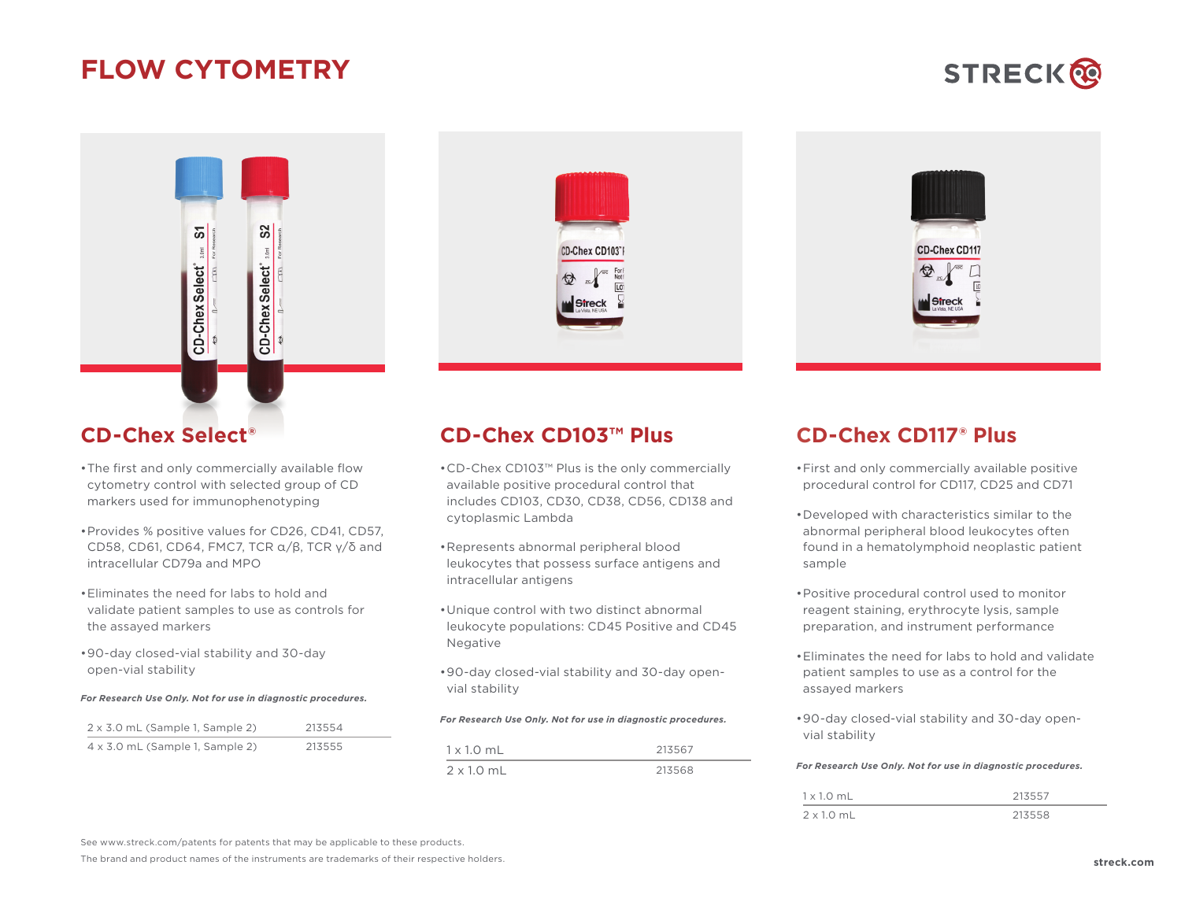# FLOW CYTOMETRY

## CD-Chex Select®

- The first and only commercially available flow cytometry control with selected group of CD markers used for immunophenotyping
- Provides % positive values for CD26, CD41, CD57, CD58, CD61, CD64, FMC7, TCR α/β, TCR γ/δ and intracellular CD79a and MPO
- Eliminates the need for labs to hold and validate patient samples to use as controls for the assayed markers
- 90-day closed-vial stability and 30-day open-vial stability

***For Research Use Only. Not for use in diagnostic procedures.***

| | |
|---|---|
| 2 x 3.0 mL (Sample 1, Sample 2) | 213554 |
| 4 x 3.0 mL (Sample 1, Sample 2) | 213555 |

## CD-Chex CD103™ Plus

- CD-Chex CD103™ Plus is the only commercially available positive procedural control that includes CD103, CD30, CD38, CD56, CD138 and cytoplasmic Lambda
- Represents abnormal peripheral blood leukocytes that possess surface antigens and intracellular antigens
- Unique control with two distinct abnormal leukocyte populations: CD45 Positive and CD45 Negative
- 90-day closed-vial stability and 30-day open-vial stability

***For Research Use Only. Not for use in diagnostic procedures.***

| | |
|---|---|
| 1 x 1.0 mL | 213567 |
| 2 x 1.0 mL | 213568 |

## CD-Chex CD117® Plus

- First and only commercially available positive procedural control for CD117, CD25 and CD71
- Developed with characteristics similar to the abnormal peripheral blood leukocytes often found in a hematolymphoid neoplastic patient sample
- Positive procedural control used to monitor reagent staining, erythrocyte lysis, sample preparation, and instrument performance
- Eliminates the need for labs to hold and validate patient samples to use as a control for the assayed markers
- 90-day closed-vial stability and 30-day open-vial stability

***For Research Use Only. Not for use in diagnostic procedures.***

| | |
|---|---|
| 1 x 1.0 mL | 213557 |
| 2 x 1.0 mL | 213558 |

See www.streck.com/patents for patents that may be applicable to these products.

The brand and product names of the instruments are trademarks of their respective holders.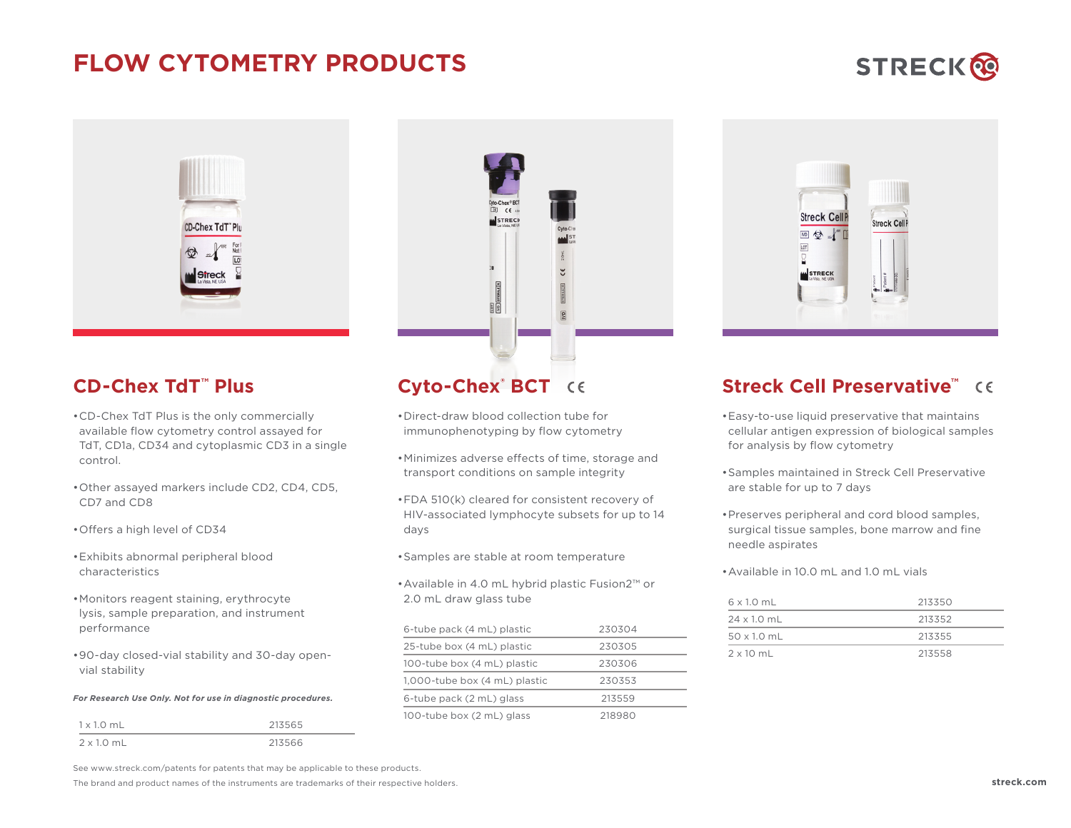# FLOW CYTOMETRY PRODUCTS

## CD-Chex TdT™ Plus

- CD-Chex TdT Plus is the only commercially available flow cytometry control assayed for TdT, CD1a, CD34 and cytoplasmic CD3 in a single control.
- Other assayed markers include CD2, CD4, CD5, CD7 and CD8
- Offers a high level of CD34
- Exhibits abnormal peripheral blood characteristics
- Monitors reagent staining, erythrocyte lysis, sample preparation, and instrument performance
- 90-day closed-vial stability and 30-day open-vial stability

***For Research Use Only. Not for use in diagnostic procedures.***

| | |
|---|---|
| 1 x 1.0 mL | 213565 |
| 2 x 1.0 mL | 213566 |

## Cyto-Chex® BCT CE

- Direct-draw blood collection tube for immunophenotyping by flow cytometry
- Minimizes adverse effects of time, storage and transport conditions on sample integrity
- FDA 510(k) cleared for consistent recovery of HIV-associated lymphocyte subsets for up to 14 days
- Samples are stable at room temperature
- Available in 4.0 mL hybrid plastic Fusion2™ or 2.0 mL draw glass tube

| | |
|---|---|
| 6-tube pack (4 mL) plastic | 230304 |
| 25-tube box (4 mL) plastic | 230305 |
| 100-tube box (4 mL) plastic | 230306 |
| 1,000-tube box (4 mL) plastic | 230353 |
| 6-tube pack (2 mL) glass | 213559 |
| 100-tube box (2 mL) glass | 218980 |

## Streck Cell Preservative™ CE

- Easy-to-use liquid preservative that maintains cellular antigen expression of biological samples for analysis by flow cytometry
- Samples maintained in Streck Cell Preservative are stable for up to 7 days
- Preserves peripheral and cord blood samples, surgical tissue samples, bone marrow and fine needle aspirates
- Available in 10.0 mL and 1.0 mL vials

| | |
|---|---|
| 6 x 1.0 mL | 213350 |
| 24 x 1.0 mL | 213352 |
| 50 x 1.0 mL | 213355 |
| 2 x 10 mL | 213558 |

See www.streck.com/patents for patents that may be applicable to these products.

The brand and product names of the instruments are trademarks of their respective holders.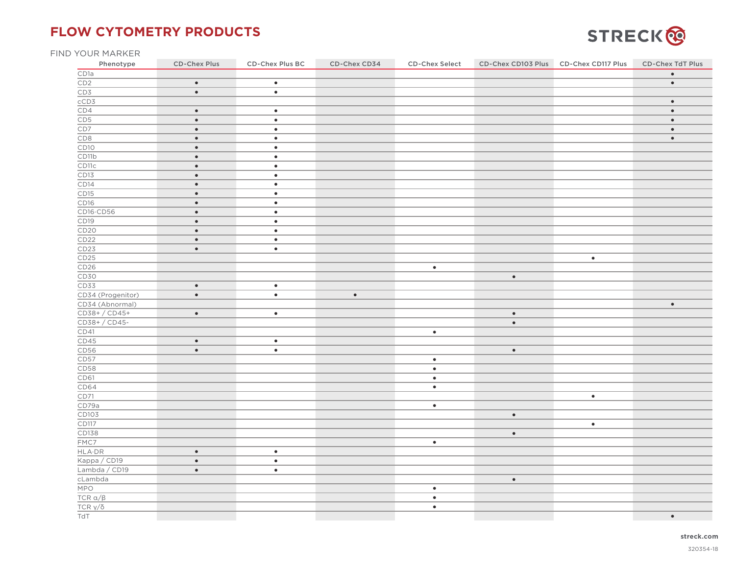# FLOW CYTOMETRY PRODUCTS

FIND YOUR MARKER

| Phenotype | CD-Chex Plus | CD-Chex Plus BC | CD-Chex CD34 | CD-Chex Select | CD-Chex CD103 Plus | CD-Chex CD117 Plus | CD-Chex TdT Plus |
|---|---|---|---|---|---|---|---|
| CD1a | | | | | | | • |
| CD2 | • | • | | | | | • |
| CD3 | • | • | | | | | |
| cCD3 | | | | | | | • |
| CD4 | • | • | | | | | • |
| CD5 | • | • | | | | | • |
| CD7 | • | • | | | | | • |
| CD8 | • | • | | | | | • |
| CD10 | • | • | | | | | |
| CD11b | • | • | | | | | |
| CD11c | • | • | | | | | |
| CD13 | • | • | | | | | |
| CD14 | • | • | | | | | |
| CD15 | • | • | | | | | |
| CD16 | • | • | | | | | |
| CD16·CD56 | • | • | | | | | |
| CD19 | • | • | | | | | |
| CD20 | • | • | | | | | |
| CD22 | • | • | | | | | |
| CD23 | • | • | | | | | |
| CD25 | | | | | | • | |
| CD26 | | | | • | | | |
| CD30 | | | | | • | | |
| CD33 | • | • | | | | | |
| CD34 (Progenitor) | • | • | • | | | | |
| CD34 (Abnormal) | | | | | | | • |
| CD38+ / CD45+ | • | • | | | • | | |
| CD38+ / CD45- | | | | | • | | |
| CD41 | | | | • | | | |
| CD45 | • | • | | | | | |
| CD56 | • | • | | | • | | |
| CD57 | | | | • | | | |
| CD58 | | | | • | | | |
| CD61 | | | | • | | | |
| CD64 | | | | • | | | |
| CD71 | | | | | | • | |
| CD79a | | | | • | | | |
| CD103 | | | | | • | | |
| CD117 | | | | | | • | |
| CD138 | | | | | • | | |
| FMC7 | | | | • | | | |
| HLA·DR | • | • | | | | | |
| Kappa / CD19 | • | • | | | | | |
| Lambda / CD19 | • | • | | | | | |
| cLambda | | | | | • | | |
| MPO | | | | • | | | |
| TCR α/β | | | | • | | | |
| TCR γ/δ | | | | • | | | |
| TdT | | | | | | | • |

**streck.com**

320354-18